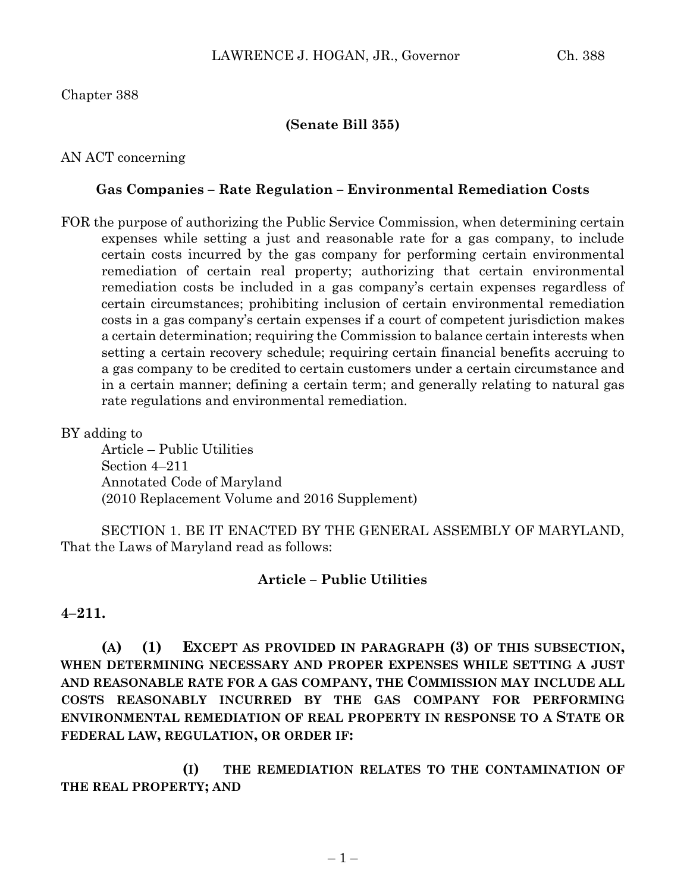Chapter 388

**(Senate Bill 355)**

AN ACT concerning

**Gas Companies – Rate Regulation – Environmental Remediation Costs**

FOR the purpose of authorizing the Public Service Commission, when determining certain expenses while setting a just and reasonable rate for a gas company, to include certain costs incurred by the gas company for performing certain environmental remediation of certain real property; authorizing that certain environmental remediation costs be included in a gas company's certain expenses regardless of certain circumstances; prohibiting inclusion of certain environmental remediation costs in a gas company's certain expenses if a court of competent jurisdiction makes a certain determination; requiring the Commission to balance certain interests when setting a certain recovery schedule; requiring certain financial benefits accruing to a gas company to be credited to certain customers under a certain circumstance and in a certain manner; defining a certain term; and generally relating to natural gas rate regulations and environmental remediation.

BY adding to
Article – Public Utilities
Section 4–211
Annotated Code of Maryland
(2010 Replacement Volume and 2016 Supplement)

SECTION 1. BE IT ENACTED BY THE GENERAL ASSEMBLY OF MARYLAND, That the Laws of Maryland read as follows:

**Article – Public Utilities**

**4–211.**

**(A) (1) EXCEPT AS PROVIDED IN PARAGRAPH (3) OF THIS SUBSECTION, WHEN DETERMINING NECESSARY AND PROPER EXPENSES WHILE SETTING A JUST AND REASONABLE RATE FOR A GAS COMPANY, THE COMMISSION MAY INCLUDE ALL COSTS REASONABLY INCURRED BY THE GAS COMPANY FOR PERFORMING ENVIRONMENTAL REMEDIATION OF REAL PROPERTY IN RESPONSE TO A STATE OR FEDERAL LAW, REGULATION, OR ORDER IF:**

**(I) THE REMEDIATION RELATES TO THE CONTAMINATION OF THE REAL PROPERTY; AND**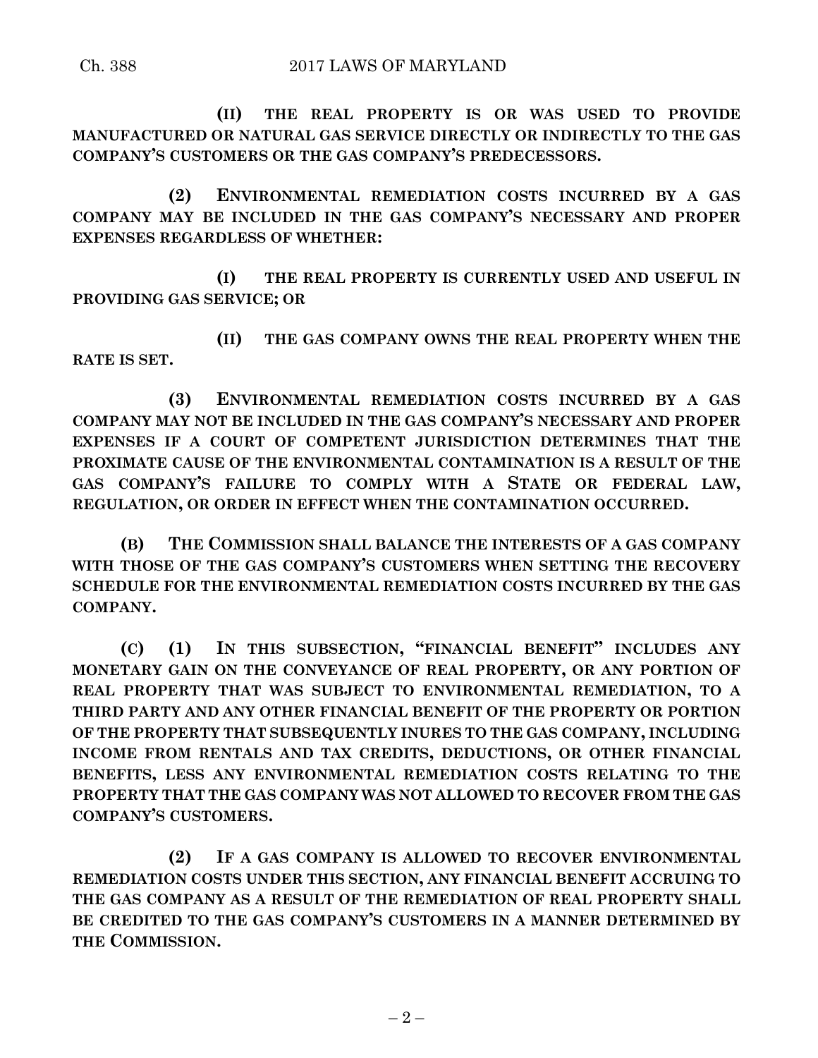**(II) THE REAL PROPERTY IS OR WAS USED TO PROVIDE MANUFACTURED OR NATURAL GAS SERVICE DIRECTLY OR INDIRECTLY TO THE GAS COMPANY'S CUSTOMERS OR THE GAS COMPANY'S PREDECESSORS.**

**(2) ENVIRONMENTAL REMEDIATION COSTS INCURRED BY A GAS COMPANY MAY BE INCLUDED IN THE GAS COMPANY'S NECESSARY AND PROPER EXPENSES REGARDLESS OF WHETHER:**

**(I) THE REAL PROPERTY IS CURRENTLY USED AND USEFUL IN PROVIDING GAS SERVICE; OR**

**(II) THE GAS COMPANY OWNS THE REAL PROPERTY WHEN THE RATE IS SET.**

**(3) ENVIRONMENTAL REMEDIATION COSTS INCURRED BY A GAS COMPANY MAY NOT BE INCLUDED IN THE GAS COMPANY'S NECESSARY AND PROPER EXPENSES IF A COURT OF COMPETENT JURISDICTION DETERMINES THAT THE PROXIMATE CAUSE OF THE ENVIRONMENTAL CONTAMINATION IS A RESULT OF THE GAS COMPANY'S FAILURE TO COMPLY WITH A STATE OR FEDERAL LAW, REGULATION, OR ORDER IN EFFECT WHEN THE CONTAMINATION OCCURRED.**

**(B) THE COMMISSION SHALL BALANCE THE INTERESTS OF A GAS COMPANY WITH THOSE OF THE GAS COMPANY'S CUSTOMERS WHEN SETTING THE RECOVERY SCHEDULE FOR THE ENVIRONMENTAL REMEDIATION COSTS INCURRED BY THE GAS COMPANY.**

**(C) (1) IN THIS SUBSECTION, "FINANCIAL BENEFIT" INCLUDES ANY MONETARY GAIN ON THE CONVEYANCE OF REAL PROPERTY, OR ANY PORTION OF REAL PROPERTY THAT WAS SUBJECT TO ENVIRONMENTAL REMEDIATION, TO A THIRD PARTY AND ANY OTHER FINANCIAL BENEFIT OF THE PROPERTY OR PORTION OF THE PROPERTY THAT SUBSEQUENTLY INURES TO THE GAS COMPANY, INCLUDING INCOME FROM RENTALS AND TAX CREDITS, DEDUCTIONS, OR OTHER FINANCIAL BENEFITS, LESS ANY ENVIRONMENTAL REMEDIATION COSTS RELATING TO THE PROPERTY THAT THE GAS COMPANY WAS NOT ALLOWED TO RECOVER FROM THE GAS COMPANY'S CUSTOMERS.**

**(2) IF A GAS COMPANY IS ALLOWED TO RECOVER ENVIRONMENTAL REMEDIATION COSTS UNDER THIS SECTION, ANY FINANCIAL BENEFIT ACCRUING TO THE GAS COMPANY AS A RESULT OF THE REMEDIATION OF REAL PROPERTY SHALL BE CREDITED TO THE GAS COMPANY'S CUSTOMERS IN A MANNER DETERMINED BY THE COMMISSION.**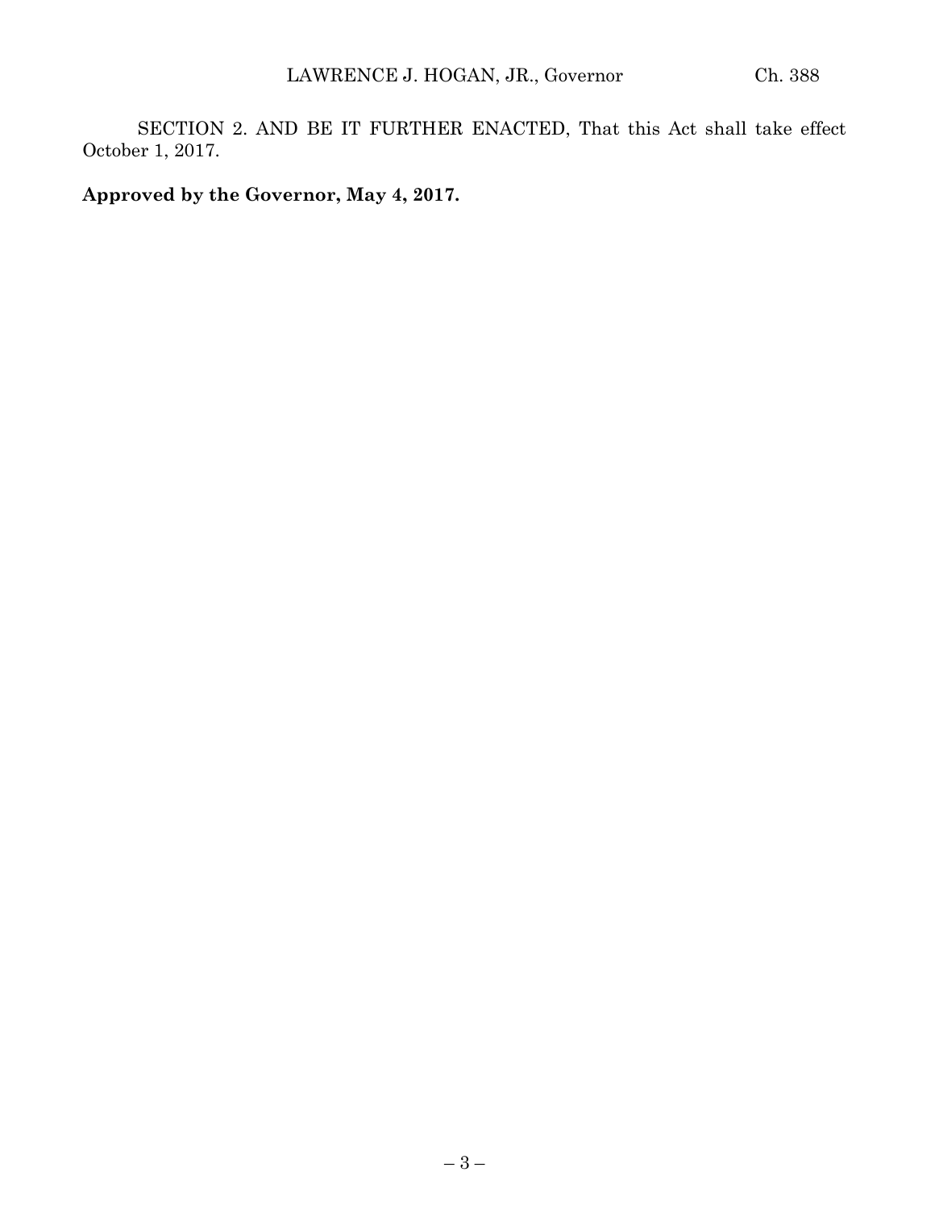SECTION 2. AND BE IT FURTHER ENACTED, That this Act shall take effect October 1, 2017.

**Approved by the Governor, May 4, 2017.**